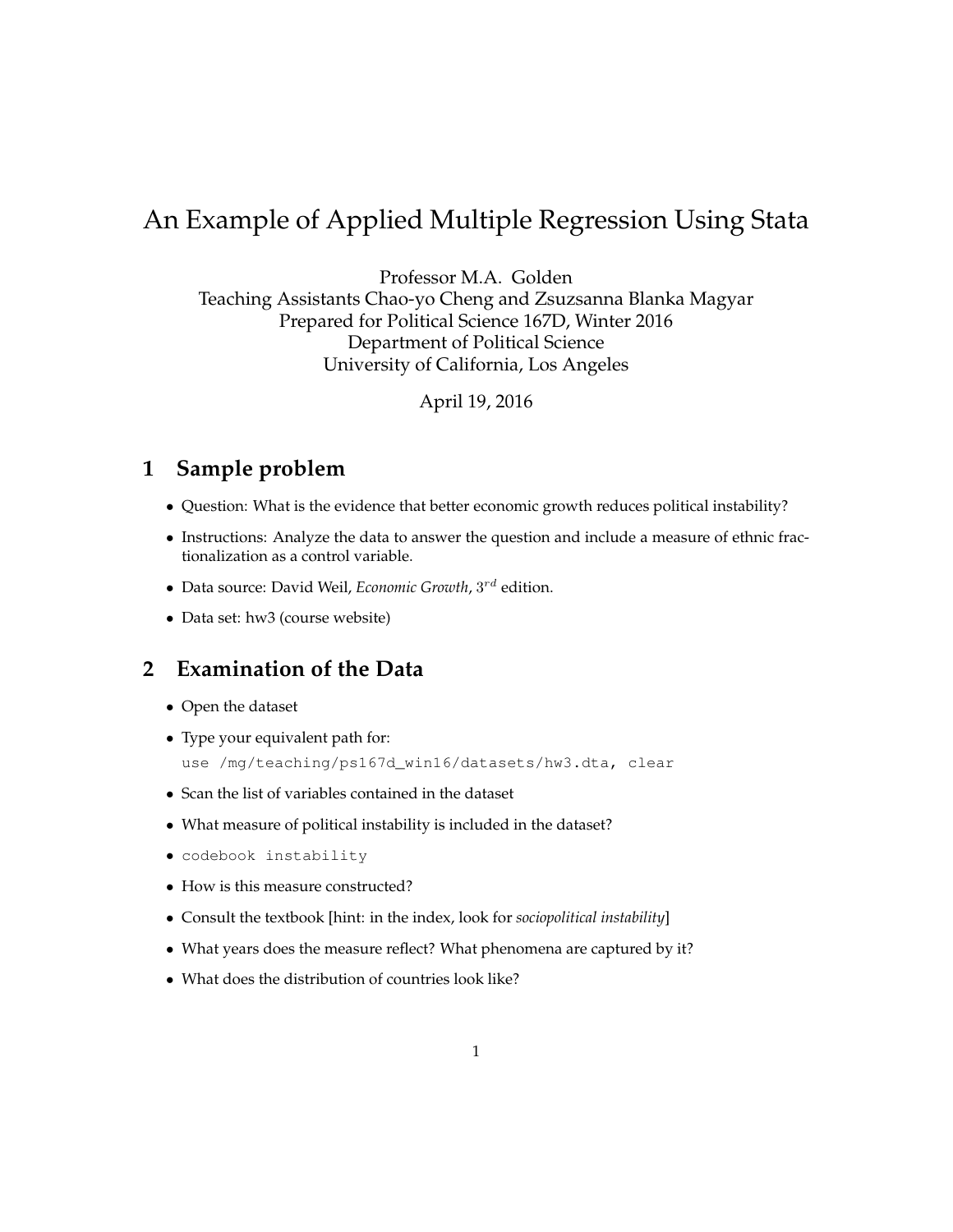# An Example of Applied Multiple Regression Using Stata

Professor M.A. Golden
Teaching Assistants Chao-yo Cheng and Zsuzsanna Blanka Magyar
Prepared for Political Science 167D, Winter 2016
Department of Political Science
University of California, Los Angeles

April 19, 2016

## 1 Sample problem

- Question: What is the evidence that better economic growth reduces political instability?
- Instructions: Analyze the data to answer the question and include a measure of ethnic fractionalization as a control variable.
- Data source: David Weil, *Economic Growth*, $3^{rd}$ edition.
- Data set: hw3 (course website)

## 2 Examination of the Data

- Open the dataset
- Type your equivalent path for:
  `use /mg/teaching/ps167d_win16/datasets/hw3.dta, clear`
- Scan the list of variables contained in the dataset
- What measure of political instability is included in the dataset?
- `codebook instability`
- How is this measure constructed?
- Consult the textbook [hint: in the index, look for *sociopolitical instability*]
- What years does the measure reflect? What phenomena are captured by it?
- What does the distribution of countries look like?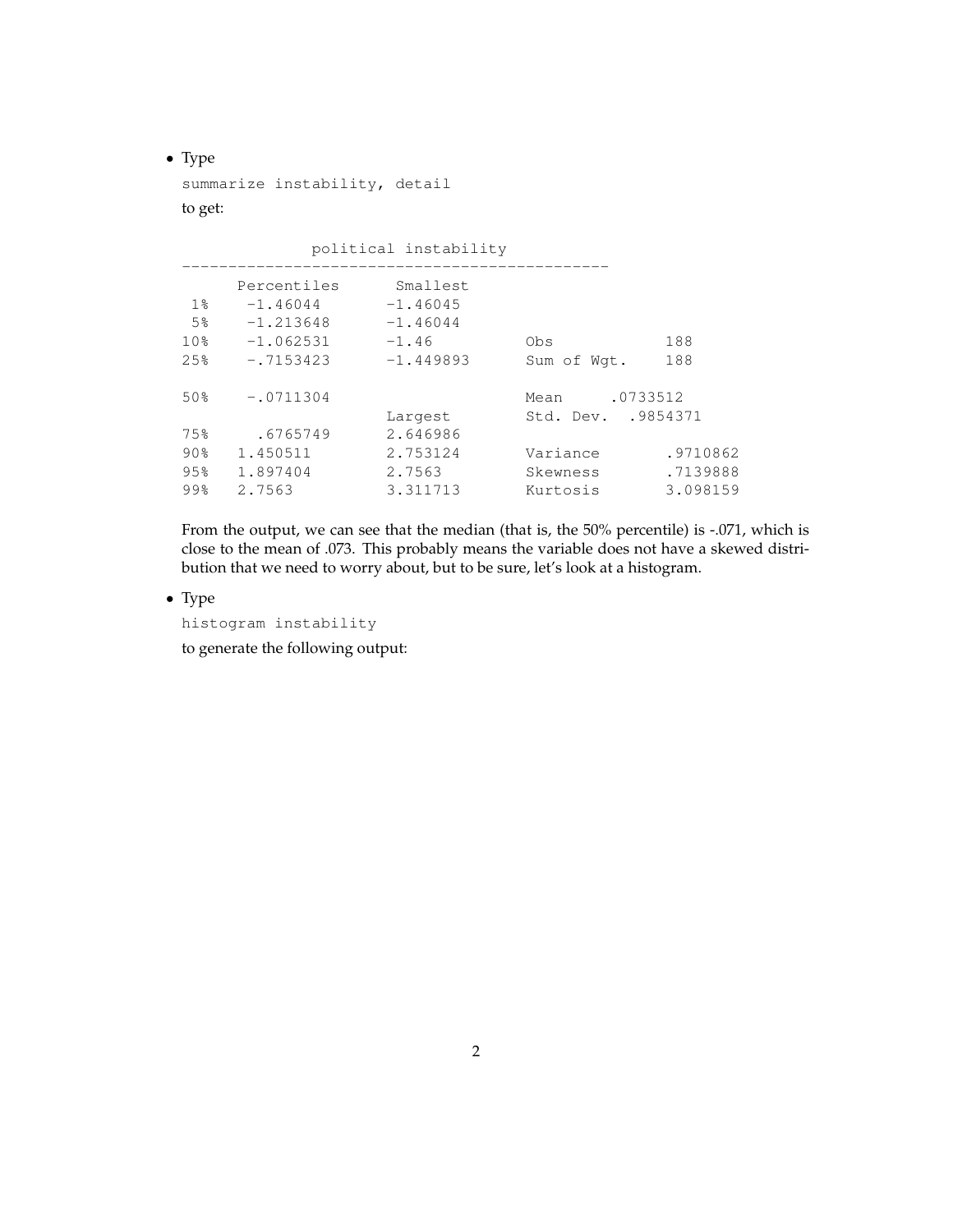- Type

  ```
  summarize instability, detail
  ```

  to get:

  ```
                political instability
  -------------------------------------------------------------
        Percentiles      Smallest
   1%    -1.46044       -1.46045
   5%    -1.213648      -1.46044
  10%    -1.062531      -1.46           Obs             188
  25%    -.7153423      -1.449893       Sum of Wgt.     188

  50%    -.0711304                      Mean       .0733512
                         Largest        Std. Dev.  .9854371
  75%     .6765749       2.646986
  90%    1.450511        2.753124       Variance       .9710862
  95%    1.897404        2.7563         Skewness       .7139888
  99%    2.7563          3.311713       Kurtosis       3.098159
  ```

  From the output, we can see that the median (that is, the 50% percentile) is -.071, which is close to the mean of .073. This probably means the variable does not have a skewed distribution that we need to worry about, but to be sure, let's look at a histogram.

- Type

  ```
  histogram instability
  ```

  to generate the following output: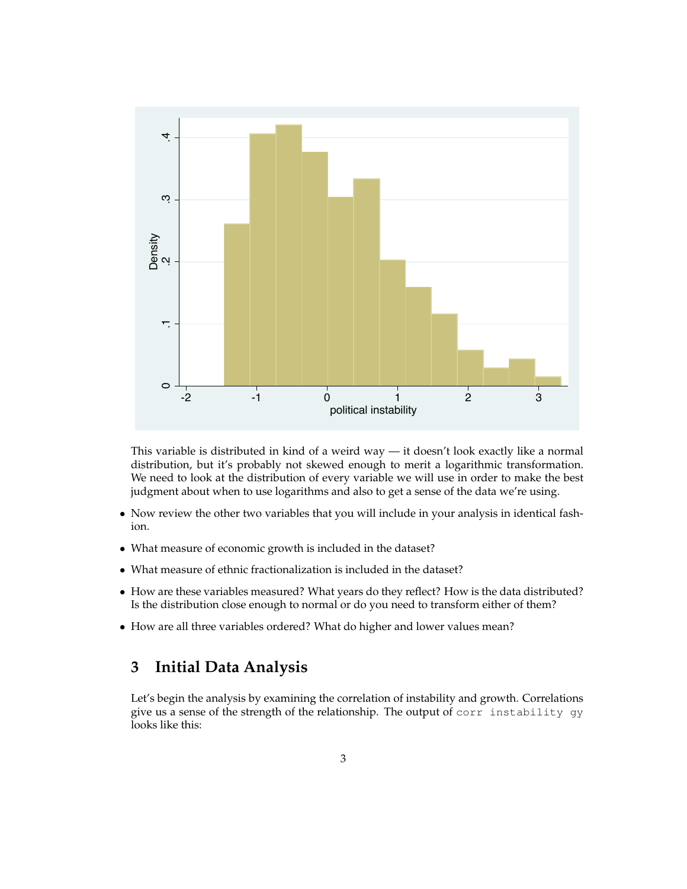This variable is distributed in kind of a weird way — it doesn't look exactly like a normal distribution, but it's probably not skewed enough to merit a logarithmic transformation. We need to look at the distribution of every variable we will use in order to make the best judgment about when to use logarithms and also to get a sense of the data we're using.

- Now review the other two variables that you will include in your analysis in identical fashion.
- What measure of economic growth is included in the dataset?
- What measure of ethnic fractionalization is included in the dataset?
- How are these variables measured? What years do they reflect? How is the data distributed? Is the distribution close enough to normal or do you need to transform either of them?
- How are all three variables ordered? What do higher and lower values mean?

## 3 Initial Data Analysis

Let's begin the analysis by examining the correlation of instability and growth. Correlations give us a sense of the strength of the relationship. The output of `corr instability gy` looks like this: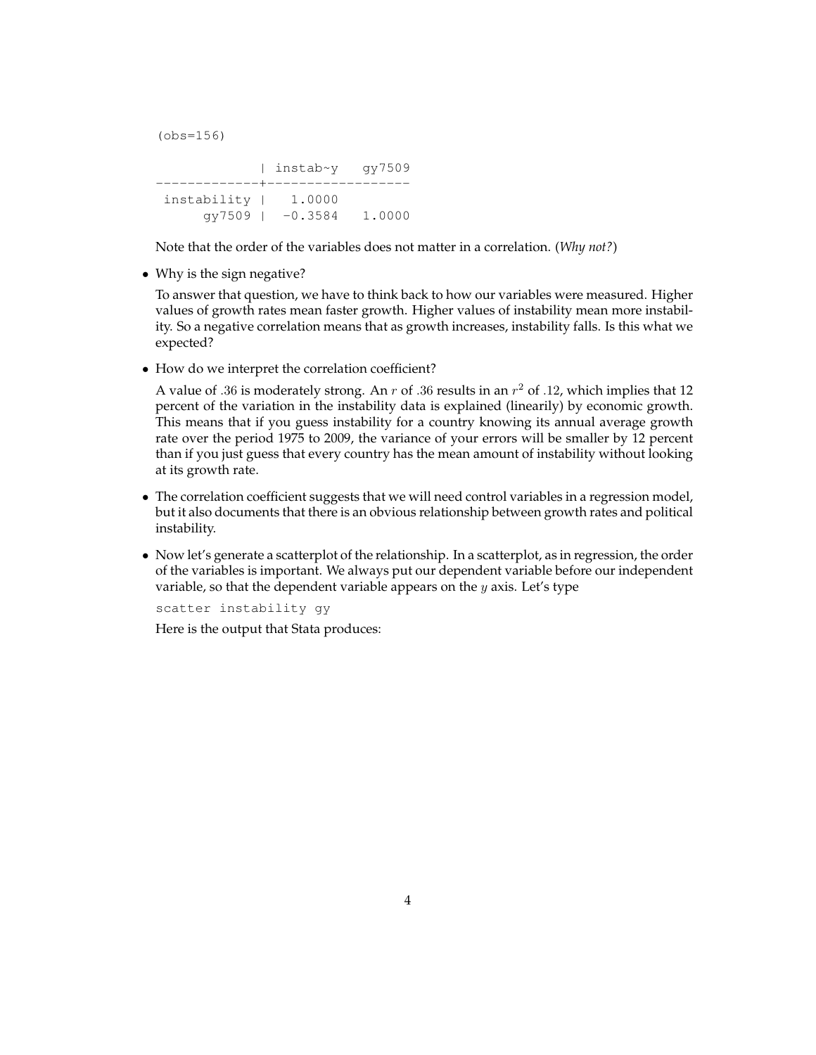```
(obs=156)

             | instab~y   gy7509
-------------+------------------
 instability |   1.0000
      gy7509 |  -0.3584   1.0000
```

Note that the order of the variables does not matter in a correlation. (*Why not?*)

- Why is the sign negative?

  To answer that question, we have to think back to how our variables were measured. Higher values of growth rates mean faster growth. Higher values of instability mean more instability. So a negative correlation means that as growth increases, instability falls. Is this what we expected?

- How do we interpret the correlation coefficient?

  A value of $.36$ is moderately strong. An $r$ of $.36$ results in an $r^2$ of $.12$, which implies that 12 percent of the variation in the instability data is explained (linearly) by economic growth. This means that if you guess instability for a country knowing its annual average growth rate over the period 1975 to 2009, the variance of your errors will be smaller by 12 percent than if you just guess that every country has the mean amount of instability without looking at its growth rate.

- The correlation coefficient suggests that we will need control variables in a regression model, but it also documents that there is an obvious relationship between growth rates and political instability.

- Now let's generate a scatterplot of the relationship. In a scatterplot, as in regression, the order of the variables is important. We always put our dependent variable before our independent variable, so that the dependent variable appears on the $y$ axis. Let's type

  ```
  scatter instability gy
  ```

  Here is the output that Stata produces: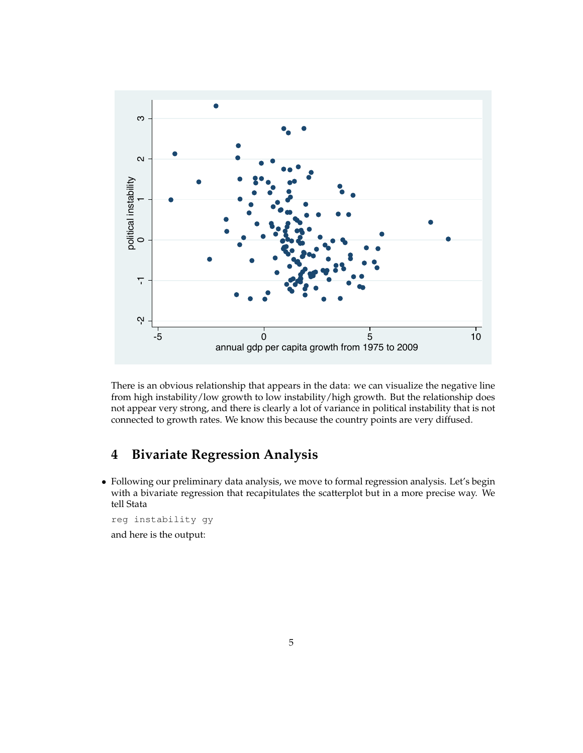There is an obvious relationship that appears in the data: we can visualize the negative line from high instability/low growth to low instability/high growth. But the relationship does not appear very strong, and there is clearly a lot of variance in political instability that is not connected to growth rates. We know this because the country points are very diffused.

## 4 Bivariate Regression Analysis

- Following our preliminary data analysis, we move to formal regression analysis. Let's begin with a bivariate regression that recapitulates the scatterplot but in a more precise way. We tell Stata

  ```
  reg instability gy
  ```

  and here is the output: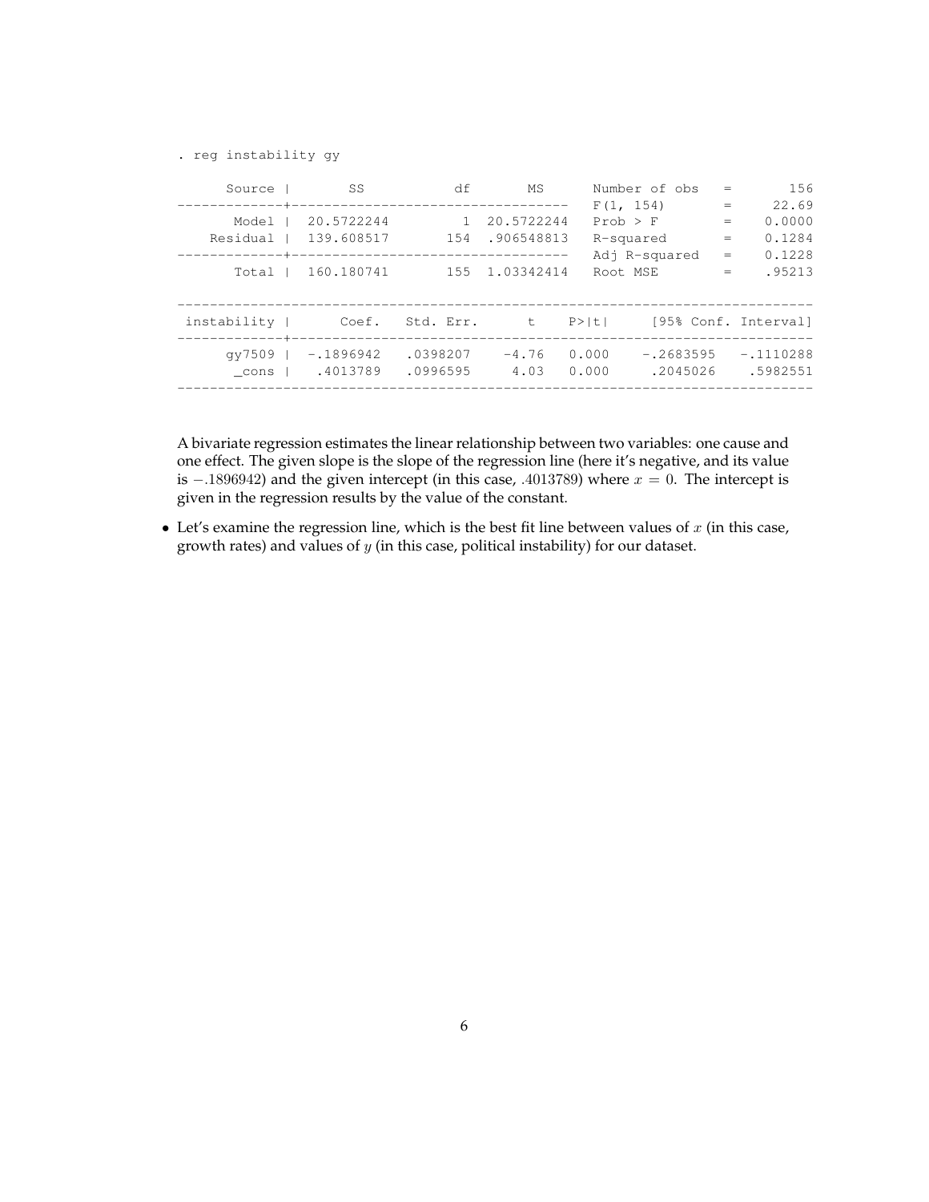```
. reg instability gy

      Source |       SS           df       MS      Number of obs   =       156
-------------+----------------------------------   F(1, 154)       =     22.69
       Model |  20.5722244         1  20.5722244   Prob > F        =    0.0000
    Residual |  139.608517       154  .906548813   R-squared       =    0.1284
-------------+----------------------------------   Adj R-squared   =    0.1228
       Total |  160.180741       155  1.03342414   Root MSE        =    .95213


------------------------------------------------------------------------------
 instability |      Coef.   Std. Err.      t    P>|t|     [95% Conf. Interval]
-------------+----------------------------------------------------------------
      gy7509 |  -.1896942   .0398207    -4.76   0.000    -.2683595   -.1110288
       _cons |   .4013789   .0996595     4.03   0.000     .2045026    .5982551
------------------------------------------------------------------------------
```

A bivariate regression estimates the linear relationship between two variables: one cause and one effect. The given slope is the slope of the regression line (here it's negative, and its value is $-.1896942$) and the given intercept (in this case, $.4013789$) where $x = 0$. The intercept is given in the regression results by the value of the constant.

- Let's examine the regression line, which is the best fit line between values of $x$ (in this case, growth rates) and values of $y$ (in this case, political instability) for our dataset.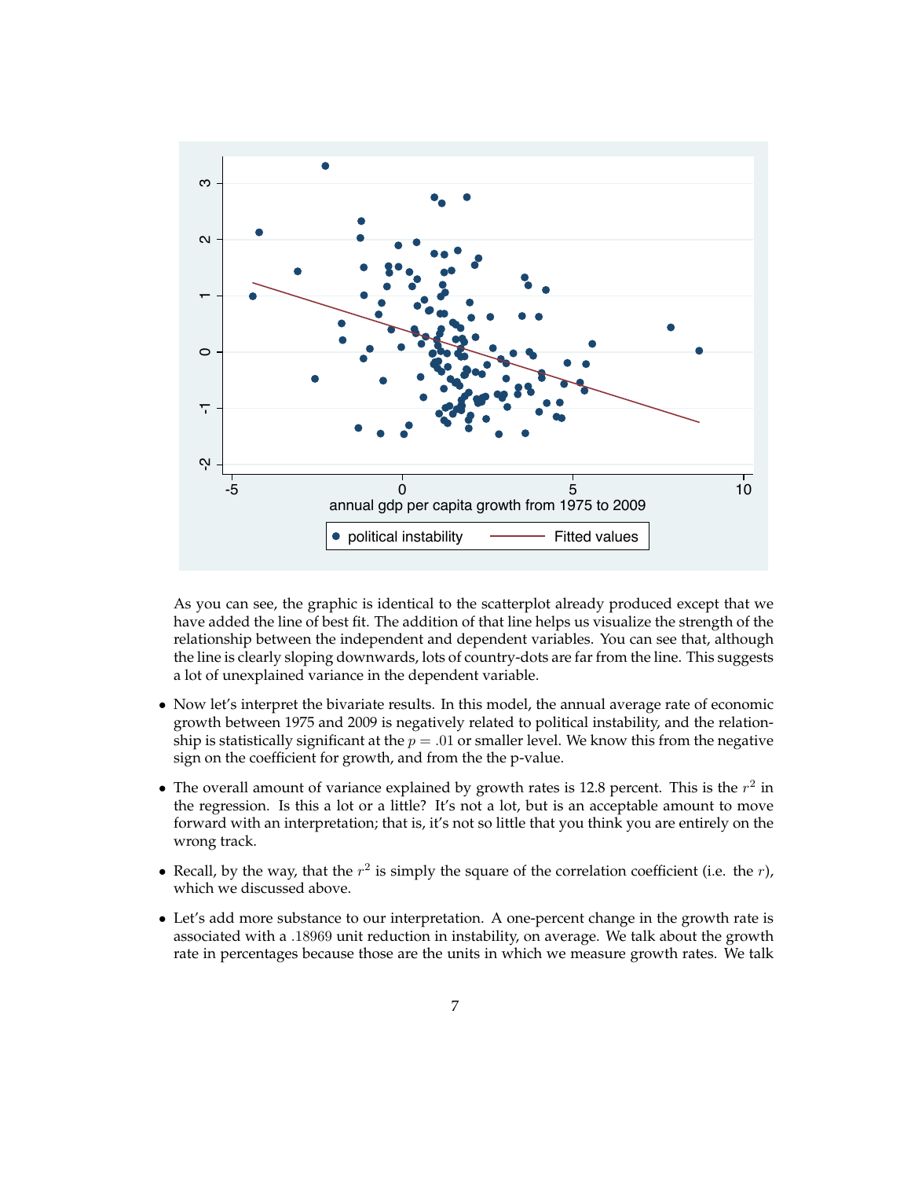As you can see, the graphic is identical to the scatterplot already produced except that we have added the line of best fit. The addition of that line helps us visualize the strength of the relationship between the independent and dependent variables. You can see that, although the line is clearly sloping downwards, lots of country-dots are far from the line. This suggests a lot of unexplained variance in the dependent variable.

- Now let's interpret the bivariate results. In this model, the annual average rate of economic growth between 1975 and 2009 is negatively related to political instability, and the relationship is statistically significant at the $p = .01$ or smaller level. We know this from the negative sign on the coefficient for growth, and from the the p-value.

- The overall amount of variance explained by growth rates is 12.8 percent. This is the $r^2$ in the regression. Is this a lot or a little? It's not a lot, but is an acceptable amount to move forward with an interpretation; that is, it's not so little that you think you are entirely on the wrong track.

- Recall, by the way, that the $r^2$ is simply the square of the correlation coefficient (i.e. the $r$), which we discussed above.

- Let's add more substance to our interpretation. A one-percent change in the growth rate is associated with a $.18969$ unit reduction in instability, on average. We talk about the growth rate in percentages because those are the units in which we measure growth rates. We talk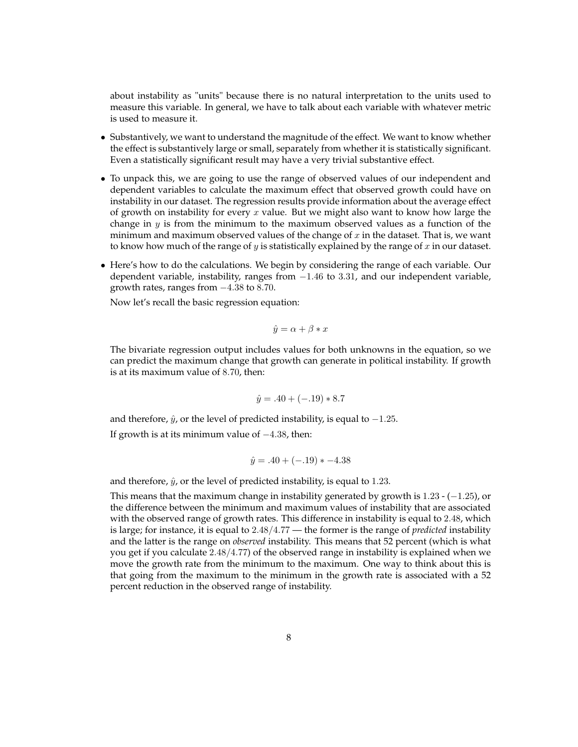about instability as "units" because there is no natural interpretation to the units used to measure this variable. In general, we have to talk about each variable with whatever metric is used to measure it.

- Substantively, we want to understand the magnitude of the effect. We want to know whether the effect is substantively large or small, separately from whether it is statistically significant. Even a statistically significant result may have a very trivial substantive effect.
- To unpack this, we are going to use the range of observed values of our independent and dependent variables to calculate the maximum effect that observed growth could have on instability in our dataset. The regression results provide information about the average effect of growth on instability for every $x$ value. But we might also want to know how large the change in $y$ is from the minimum to the maximum observed values as a function of the minimum and maximum observed values of the change of $x$ in the dataset. That is, we want to know how much of the range of $y$ is statistically explained by the range of $x$ in our dataset.
- Here's how to do the calculations. We begin by considering the range of each variable. Our dependent variable, instability, ranges from $-1.46$ to $3.31$, and our independent variable, growth rates, ranges from $-4.38$ to $8.70$.

  Now let's recall the basic regression equation:

  $$\hat{y} = \alpha + \beta * x$$

  The bivariate regression output includes values for both unknowns in the equation, so we can predict the maximum change that growth can generate in political instability. If growth is at its maximum value of $8.70$, then:

  $$\hat{y} = .40 + (-.19) * 8.7$$

  and therefore, $\hat{y}$, or the level of predicted instability, is equal to $-1.25$.

  If growth is at its minimum value of $-4.38$, then:

  $$\hat{y} = .40 + (-.19) * -4.38$$

  and therefore, $\hat{y}$, or the level of predicted instability, is equal to $1.23$.

  This means that the maximum change in instability generated by growth is $1.23$ - $(-1.25)$, or the difference between the minimum and maximum values of instability that are associated with the observed range of growth rates. This difference in instability is equal to $2.48$, which is large; for instance, it is equal to $2.48/4.77$ — the former is the range of *predicted* instability and the latter is the range on *observed* instability. This means that 52 percent (which is what you get if you calculate $2.48/4.77$) of the observed range in instability is explained when we move the growth rate from the minimum to the maximum. One way to think about this is that going from the maximum to the minimum in the growth rate is associated with a 52 percent reduction in the observed range of instability.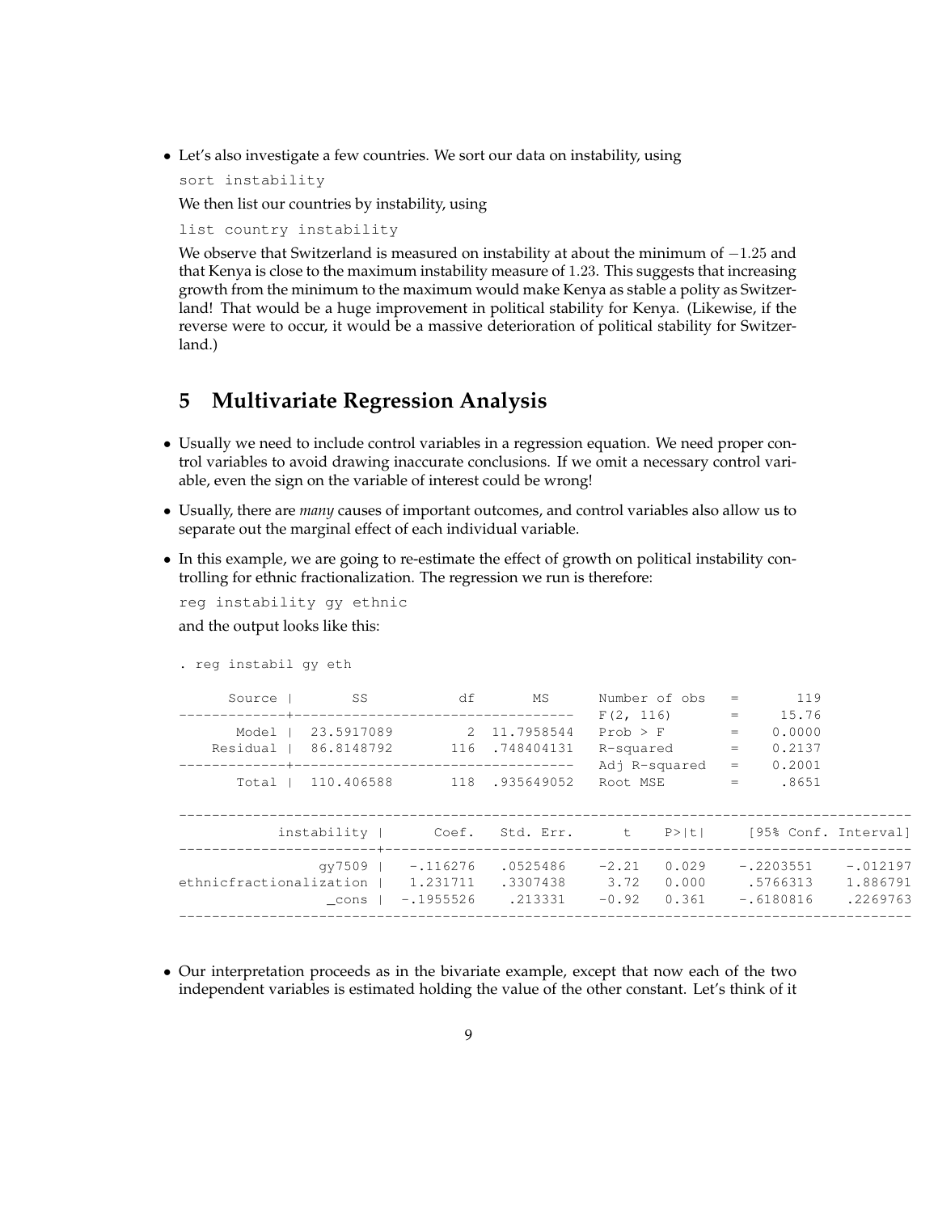- Let's also investigate a few countries. We sort our data on instability, using

  ```
  sort instability
  ```

  We then list our countries by instability, using

  ```
  list country instability
  ```

  We observe that Switzerland is measured on instability at about the minimum of $-1.25$ and that Kenya is close to the maximum instability measure of $1.23$. This suggests that increasing growth from the minimum to the maximum would make Kenya as stable a polity as Switzerland! That would be a huge improvement in political stability for Kenya. (Likewise, if the reverse were to occur, it would be a massive deterioration of political stability for Switzerland.)

## 5 Multivariate Regression Analysis

- Usually we need to include control variables in a regression equation. We need proper control variables to avoid drawing inaccurate conclusions. If we omit a necessary control variable, even the sign on the variable of interest could be wrong!
- Usually, there are *many* causes of important outcomes, and control variables also allow us to separate out the marginal effect of each individual variable.
- In this example, we are going to re-estimate the effect of growth on political instability controlling for ethnic fractionalization. The regression we run is therefore:

  ```
  reg instability gy ethnic
  ```

  and the output looks like this:

```
. reg instabil gy eth

      Source |       SS           df       MS      Number of obs   =       119
-------------+----------------------------------   F(2, 116)       =     15.76
       Model |  23.5917089         2  11.7958544   Prob > F        =    0.0000
    Residual |  86.8148792       116  .748404131   R-squared       =    0.2137
-------------+----------------------------------   Adj R-squared   =    0.2001
       Total |  110.406588       118  .935649052   Root MSE        =     .8651

------------------------------------------------------------------------------------------
           instability |      Coef.   Std. Err.      t    P>|t|     [95% Conf. Interval]
-----------------------+------------------------------------------------------------------
                gy7509 |   -.116276   .0525486    -2.21   0.029    -.2203551    -.012197
ethnicfractionalization |   1.231711   .3307438     3.72   0.000     .5766313    1.886791
                 _cons |  -.1955526    .213331    -0.92   0.361    -.6180816    .2269763
------------------------------------------------------------------------------------------
```

- Our interpretation proceeds as in the bivariate example, except that now each of the two independent variables is estimated holding the value of the other constant. Let's think of it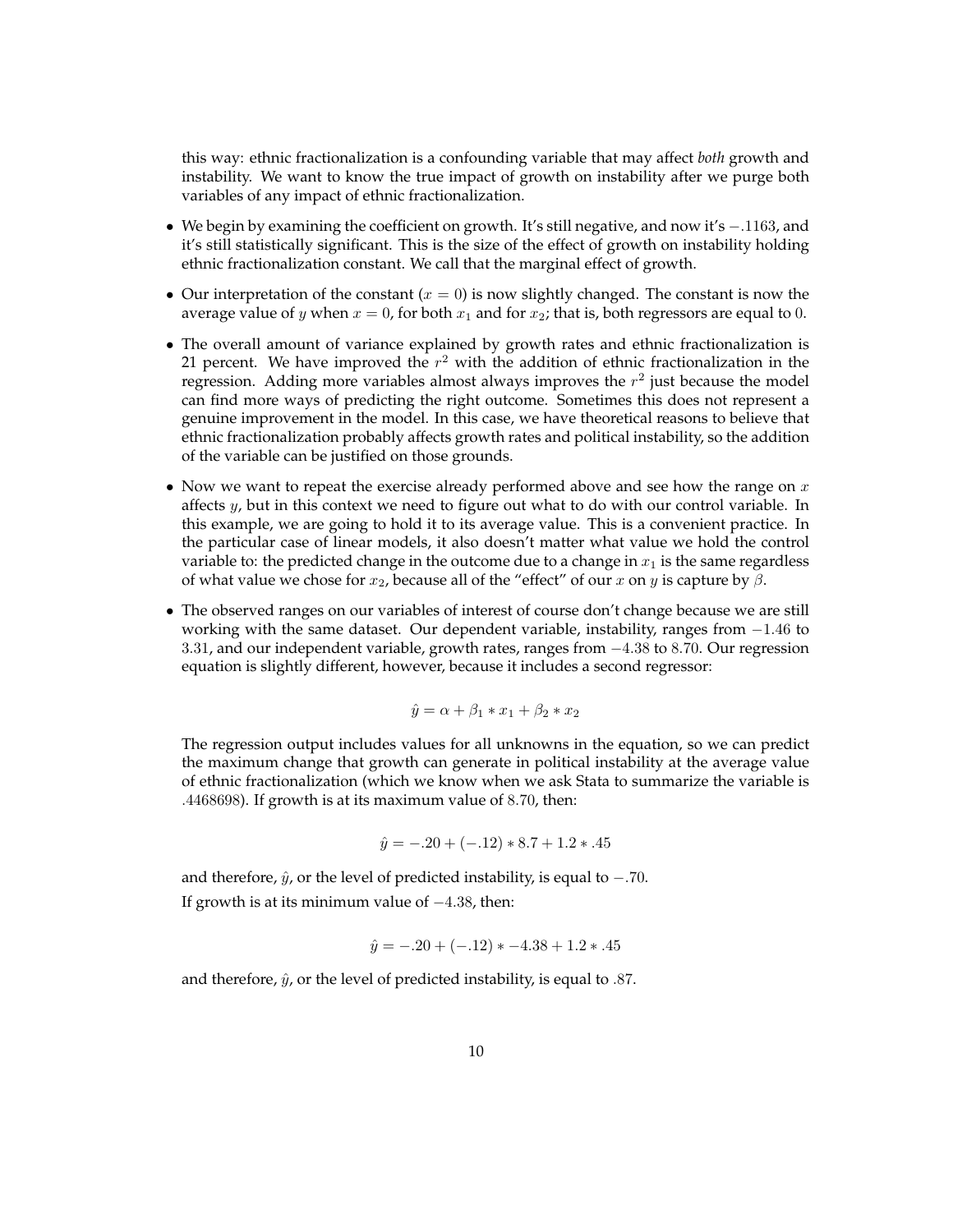this way: ethnic fractionalization is a confounding variable that may affect *both* growth and instability. We want to know the true impact of growth on instability after we purge both variables of any impact of ethnic fractionalization.

- We begin by examining the coefficient on growth. It's still negative, and now it's $-.1163$, and it's still statistically significant. This is the size of the effect of growth on instability holding ethnic fractionalization constant. We call that the marginal effect of growth.
- Our interpretation of the constant ($x = 0$) is now slightly changed. The constant is now the average value of $y$ when $x = 0$, for both $x_1$ and for $x_2$; that is, both regressors are equal to $0$.
- The overall amount of variance explained by growth rates and ethnic fractionalization is 21 percent. We have improved the $r^2$ with the addition of ethnic fractionalization in the regression. Adding more variables almost always improves the $r^2$ just because the model can find more ways of predicting the right outcome. Sometimes this does not represent a genuine improvement in the model. In this case, we have theoretical reasons to believe that ethnic fractionalization probably affects growth rates and political instability, so the addition of the variable can be justified on those grounds.
- Now we want to repeat the exercise already performed above and see how the range on $x$ affects $y$, but in this context we need to figure out what to do with our control variable. In this example, we are going to hold it to its average value. This is a convenient practice. In the particular case of linear models, it also doesn't matter what value we hold the control variable to: the predicted change in the outcome due to a change in $x_1$ is the same regardless of what value we chose for $x_2$, because all of the "effect" of our $x$ on $y$ is capture by $\beta$.
- The observed ranges on our variables of interest of course don't change because we are still working with the same dataset. Our dependent variable, instability, ranges from $-1.46$ to $3.31$, and our independent variable, growth rates, ranges from $-4.38$ to $8.70$. Our regression equation is slightly different, however, because it includes a second regressor:

$$\hat{y} = \alpha + \beta_1 * x_1 + \beta_2 * x_2$$

The regression output includes values for all unknowns in the equation, so we can predict the maximum change that growth can generate in political instability at the average value of ethnic fractionalization (which we know when we ask Stata to summarize the variable is $.4468698$). If growth is at its maximum value of $8.70$, then:

$$\hat{y} = -.20 + (-.12) * 8.7 + 1.2 * .45$$

and therefore, $\hat{y}$, or the level of predicted instability, is equal to $-.70$.

If growth is at its minimum value of $-4.38$, then:

$$\hat{y} = -.20 + (-.12) * -4.38 + 1.2 * .45$$

and therefore, $\hat{y}$, or the level of predicted instability, is equal to $.87$.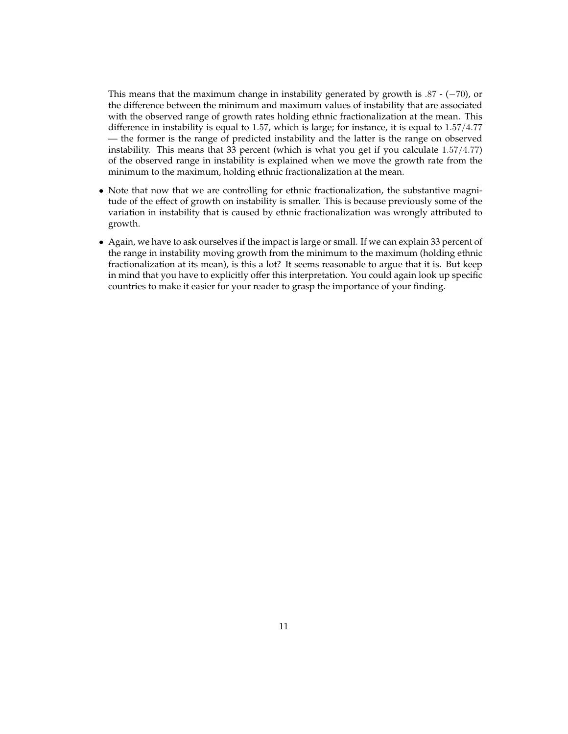This means that the maximum change in instability generated by growth is $.87$ - $(-70)$, or the difference between the minimum and maximum values of instability that are associated with the observed range of growth rates holding ethnic fractionalization at the mean. This difference in instability is equal to $1.57$, which is large; for instance, it is equal to $1.57/4.77$ — the former is the range of predicted instability and the latter is the range on observed instability. This means that 33 percent (which is what you get if you calculate $1.57/4.77$) of the observed range in instability is explained when we move the growth rate from the minimum to the maximum, holding ethnic fractionalization at the mean.

- Note that now that we are controlling for ethnic fractionalization, the substantive magnitude of the effect of growth on instability is smaller. This is because previously some of the variation in instability that is caused by ethnic fractionalization was wrongly attributed to growth.
- Again, we have to ask ourselves if the impact is large or small. If we can explain 33 percent of the range in instability moving growth from the minimum to the maximum (holding ethnic fractionalization at its mean), is this a lot? It seems reasonable to argue that it is. But keep in mind that you have to explicitly offer this interpretation. You could again look up specific countries to make it easier for your reader to grasp the importance of your finding.